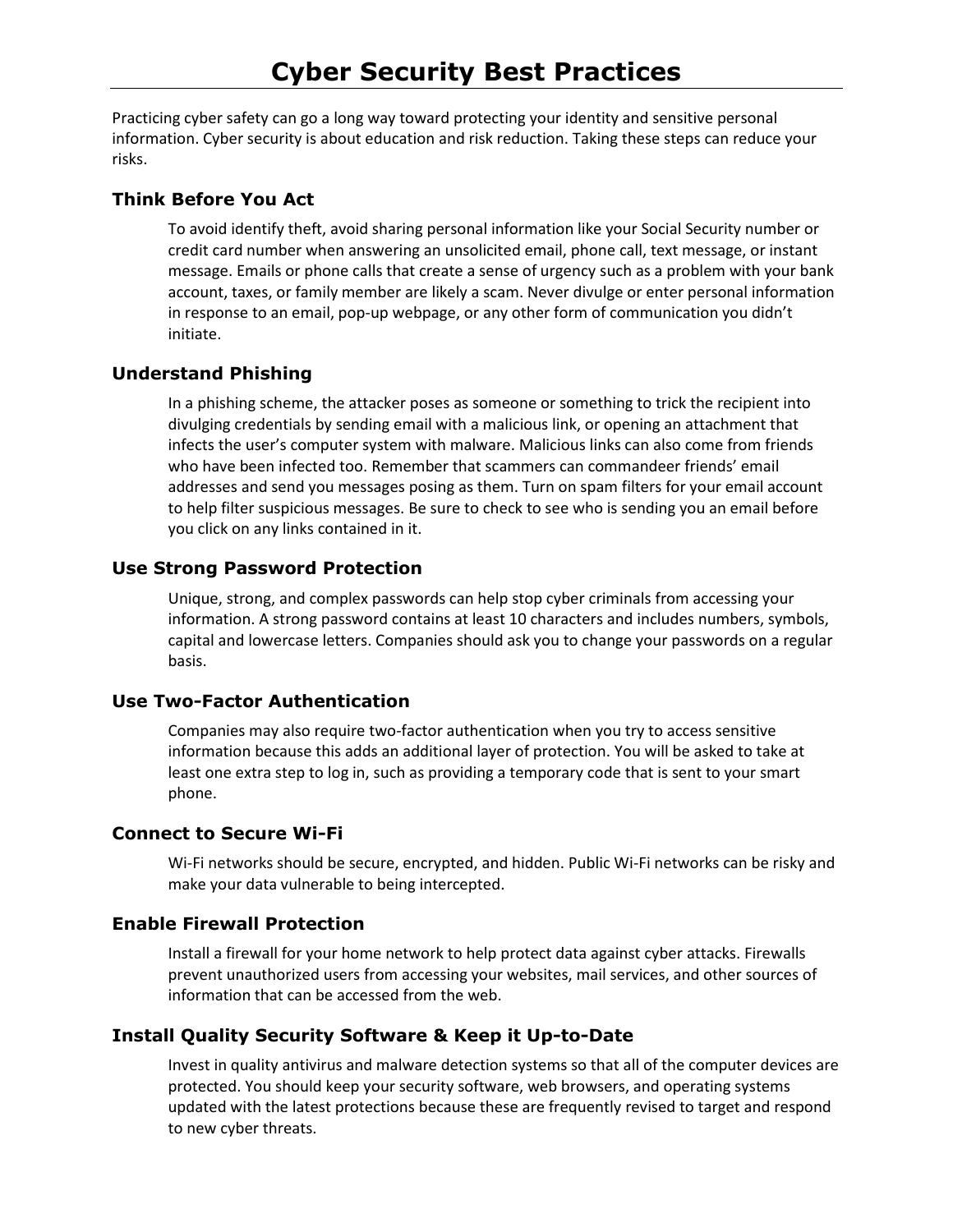# Cyber Security Best Practices

Practicing cyber safety can go a long way toward protecting your identity and sensitive personal information. Cyber security is about education and risk reduction. Taking these steps can reduce your risks.

## Think Before You Act

To avoid identify theft, avoid sharing personal information like your Social Security number or credit card number when answering an unsolicited email, phone call, text message, or instant message. Emails or phone calls that create a sense of urgency such as a problem with your bank account, taxes, or family member are likely a scam. Never divulge or enter personal information in response to an email, pop-up webpage, or any other form of communication you didn't initiate.

## Understand Phishing

In a phishing scheme, the attacker poses as someone or something to trick the recipient into divulging credentials by sending email with a malicious link, or opening an attachment that infects the user's computer system with malware. Malicious links can also come from friends who have been infected too. Remember that scammers can commandeer friends' email addresses and send you messages posing as them. Turn on spam filters for your email account to help filter suspicious messages. Be sure to check to see who is sending you an email before you click on any links contained in it.

## Use Strong Password Protection

Unique, strong, and complex passwords can help stop cyber criminals from accessing your information. A strong password contains at least 10 characters and includes numbers, symbols, capital and lowercase letters. Companies should ask you to change your passwords on a regular basis.

## Use Two-Factor Authentication

Companies may also require two-factor authentication when you try to access sensitive information because this adds an additional layer of protection. You will be asked to take at least one extra step to log in, such as providing a temporary code that is sent to your smart phone.

## Connect to Secure Wi-Fi

Wi-Fi networks should be secure, encrypted, and hidden. Public Wi-Fi networks can be risky and make your data vulnerable to being intercepted.

## Enable Firewall Protection

Install a firewall for your home network to help protect data against cyber attacks. Firewalls prevent unauthorized users from accessing your websites, mail services, and other sources of information that can be accessed from the web.

## Install Quality Security Software & Keep it Up-to-Date

Invest in quality antivirus and malware detection systems so that all of the computer devices are protected. You should keep your security software, web browsers, and operating systems updated with the latest protections because these are frequently revised to target and respond to new cyber threats.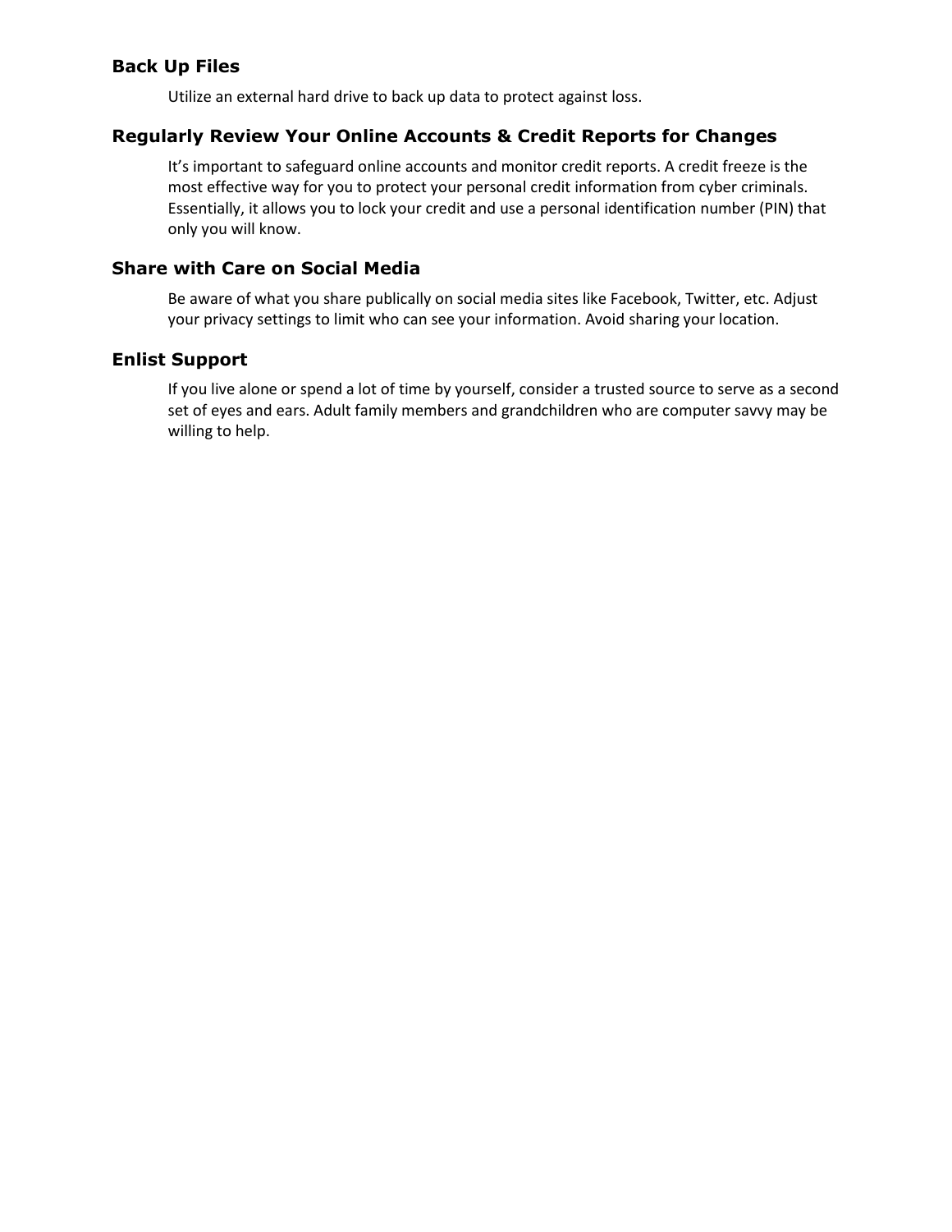### Back Up Files

Utilize an external hard drive to back up data to protect against loss.

### Regularly Review Your Online Accounts & Credit Reports for Changes

It's important to safeguard online accounts and monitor credit reports. A credit freeze is the most effective way for you to protect your personal credit information from cyber criminals. Essentially, it allows you to lock your credit and use a personal identification number (PIN) that only you will know.

### Share with Care on Social Media

Be aware of what you share publically on social media sites like Facebook, Twitter, etc. Adjust your privacy settings to limit who can see your information. Avoid sharing your location.

### Enlist Support

If you live alone or spend a lot of time by yourself, consider a trusted source to serve as a second set of eyes and ears. Adult family members and grandchildren who are computer savvy may be willing to help.